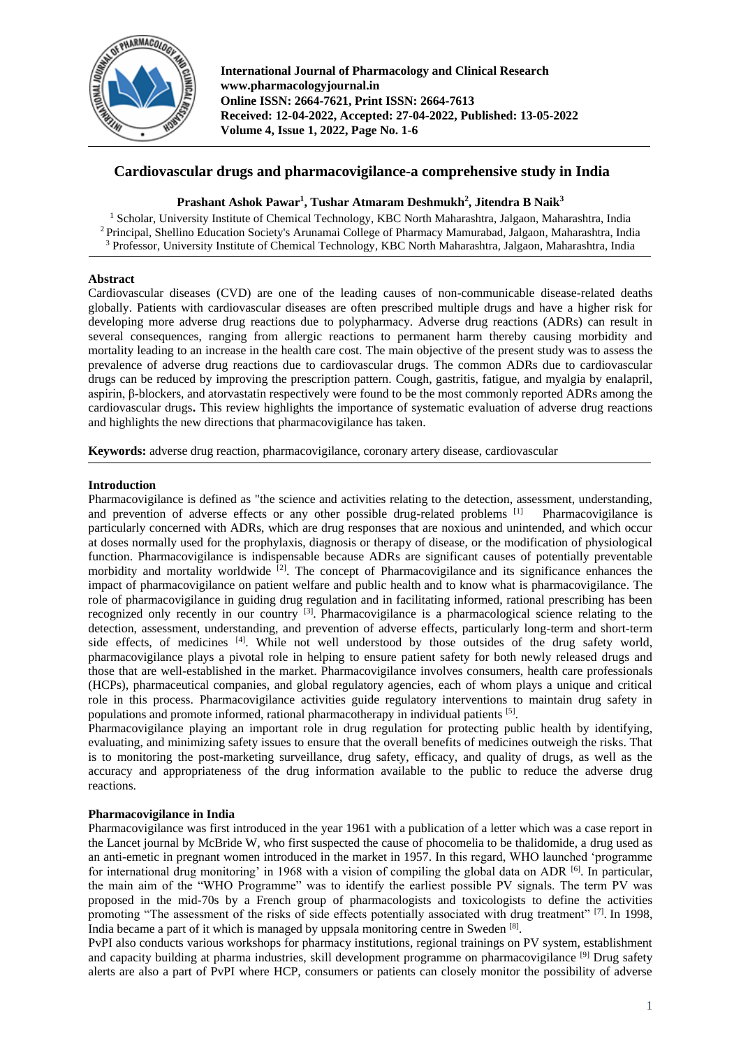International Journal of Pharmacology and Clinical Research
www.pharmacologyjournal.in
Online ISSN: 2664-7621, Print ISSN: 2664-7613
Received: 12-04-2022, Accepted: 27-04-2022, Published: 13-05-2022
Volume 4, Issue 1, 2022, Page No. 1-6

# Cardiovascular drugs and pharmacovigilance-a comprehensive study in India

**Prashant Ashok Pawar[1], Tushar Atmaram Deshmukh[2], Jitendra B Naik[3]**

[1] Scholar, University Institute of Chemical Technology, KBC North Maharashtra, Jalgaon, Maharashtra, India
[2] Principal, Shellino Education Society's Arunamai College of Pharmacy Mamurabad, Jalgaon, Maharashtra, India
[3] Professor, University Institute of Chemical Technology, KBC North Maharashtra, Jalgaon, Maharashtra, India

## Abstract

Cardiovascular diseases (CVD) are one of the leading causes of non-communicable disease-related deaths globally. Patients with cardiovascular diseases are often prescribed multiple drugs and have a higher risk for developing more adverse drug reactions due to polypharmacy. Adverse drug reactions (ADRs) can result in several consequences, ranging from allergic reactions to permanent harm thereby causing morbidity and mortality leading to an increase in the health care cost. The main objective of the present study was to assess the prevalence of adverse drug reactions due to cardiovascular drugs. The common ADRs due to cardiovascular drugs can be reduced by improving the prescription pattern. Cough, gastritis, fatigue, and myalgia by enalapril, aspirin, β-blockers, and atorvastatin respectively were found to be the most commonly reported ADRs among the cardiovascular drugs**.** This review highlights the importance of systematic evaluation of adverse drug reactions and highlights the new directions that pharmacovigilance has taken.

**Keywords:** adverse drug reaction, pharmacovigilance, coronary artery disease, cardiovascular

## Introduction

Pharmacovigilance is defined as "the science and activities relating to the detection, assessment, understanding, and prevention of adverse effects or any other possible drug-related problems [1] Pharmacovigilance is particularly concerned with ADRs, which are drug responses that are noxious and unintended, and which occur at doses normally used for the prophylaxis, diagnosis or therapy of disease, or the modification of physiological function. Pharmacovigilance is indispensable because ADRs are significant causes of potentially preventable morbidity and mortality worldwide [2]. The concept of Pharmacovigilance and its significance enhances the impact of pharmacovigilance on patient welfare and public health and to know what is pharmacovigilance. The role of pharmacovigilance in guiding drug regulation and in facilitating informed, rational prescribing has been recognized only recently in our country [3]. Pharmacovigilance is a pharmacological science relating to the detection, assessment, understanding, and prevention of adverse effects, particularly long-term and short-term side effects, of medicines [4]. While not well understood by those outsides of the drug safety world, pharmacovigilance plays a pivotal role in helping to ensure patient safety for both newly released drugs and those that are well-established in the market. Pharmacovigilance involves consumers, health care professionals (HCPs), pharmaceutical companies, and global regulatory agencies, each of whom plays a unique and critical role in this process. Pharmacovigilance activities guide regulatory interventions to maintain drug safety in populations and promote informed, rational pharmacotherapy in individual patients [5].

Pharmacovigilance playing an important role in drug regulation for protecting public health by identifying, evaluating, and minimizing safety issues to ensure that the overall benefits of medicines outweigh the risks. That is to monitoring the post-marketing surveillance, drug safety, efficacy, and quality of drugs, as well as the accuracy and appropriateness of the drug information available to the public to reduce the adverse drug reactions.

### Pharmacovigilance in India

Pharmacovigilance was first introduced in the year 1961 with a publication of a letter which was a case report in the Lancet journal by McBride W, who first suspected the cause of phocomelia to be thalidomide, a drug used as an anti-emetic in pregnant women introduced in the market in 1957. In this regard, WHO launched 'programme for international drug monitoring' in 1968 with a vision of compiling the global data on ADR [6]. In particular, the main aim of the "WHO Programme" was to identify the earliest possible PV signals. The term PV was proposed in the mid-70s by a French group of pharmacologists and toxicologists to define the activities promoting "The assessment of the risks of side effects potentially associated with drug treatment" [7]. In 1998, India became a part of it which is managed by uppsala monitoring centre in Sweden [8].

PvPI also conducts various workshops for pharmacy institutions, regional trainings on PV system, establishment and capacity building at pharma industries, skill development programme on pharmacovigilance [9] Drug safety alerts are also a part of PvPI where HCP, consumers or patients can closely monitor the possibility of adverse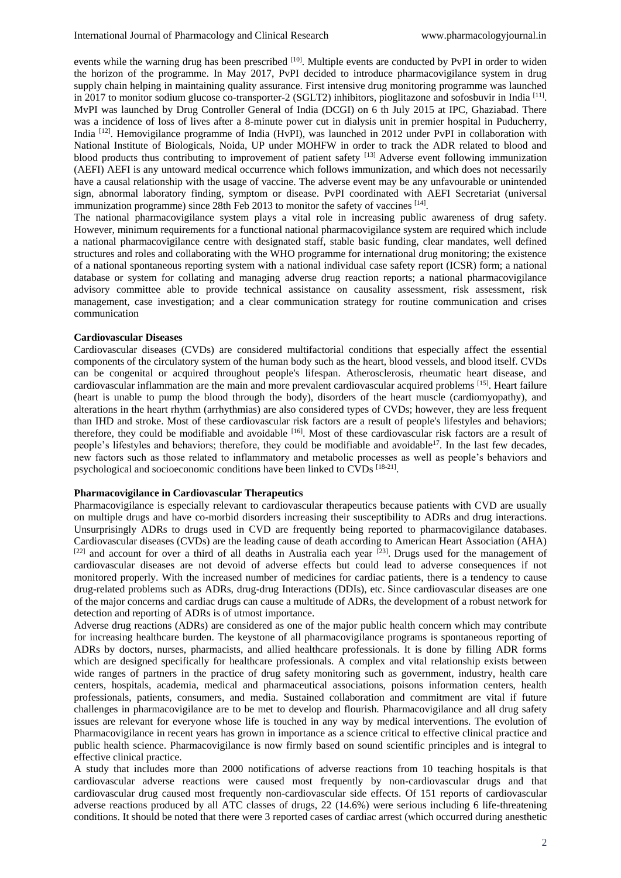events while the warning drug has been prescribed [10]. Multiple events are conducted by PvPI in order to widen the horizon of the programme. In May 2017, PvPI decided to introduce pharmacovigilance system in drug supply chain helping in maintaining quality assurance. First intensive drug monitoring programme was launched in 2017 to monitor sodium glucose co-transporter-2 (SGLT2) inhibitors, pioglitazone and sofosbuvir in India [11]. MvPI was launched by Drug Controller General of India (DCGI) on 6 th July 2015 at IPC, Ghaziabad. There was a incidence of loss of lives after a 8-minute power cut in dialysis unit in premier hospital in Puducherry, India [12]. Hemovigilance programme of India (HvPI), was launched in 2012 under PvPI in collaboration with National Institute of Biologicals, Noida, UP under MOHFW in order to track the ADR related to blood and blood products thus contributing to improvement of patient safety [13] Adverse event following immunization (AEFI) AEFI is any untoward medical occurrence which follows immunization, and which does not necessarily have a causal relationship with the usage of vaccine. The adverse event may be any unfavourable or unintended sign, abnormal laboratory finding, symptom or disease. PvPI coordinated with AEFI Secretariat (universal immunization programme) since 28th Feb 2013 to monitor the safety of vaccines [14].

The national pharmacovigilance system plays a vital role in increasing public awareness of drug safety. However, minimum requirements for a functional national pharmacovigilance system are required which include a national pharmacovigilance centre with designated staff, stable basic funding, clear mandates, well defined structures and roles and collaborating with the WHO programme for international drug monitoring; the existence of a national spontaneous reporting system with a national individual case safety report (ICSR) form; a national database or system for collating and managing adverse drug reaction reports; a national pharmacovigilance advisory committee able to provide technical assistance on causality assessment, risk assessment, risk management, case investigation; and a clear communication strategy for routine communication and crises communication

**Cardiovascular Diseases**

Cardiovascular diseases (CVDs) are considered multifactorial conditions that especially affect the essential components of the circulatory system of the human body such as the heart, blood vessels, and blood itself. CVDs can be congenital or acquired throughout people's lifespan. Atherosclerosis, rheumatic heart disease, and cardiovascular inflammation are the main and more prevalent cardiovascular acquired problems [15]. Heart failure (heart is unable to pump the blood through the body), disorders of the heart muscle (cardiomyopathy), and alterations in the heart rhythm (arrhythmias) are also considered types of CVDs; however, they are less frequent than IHD and stroke. Most of these cardiovascular risk factors are a result of people's lifestyles and behaviors; therefore, they could be modifiable and avoidable [16]. Most of these cardiovascular risk factors are a result of people's lifestyles and behaviors; therefore, they could be modifiable and avoidable[17]. In the last few decades, new factors such as those related to inflammatory and metabolic processes as well as people's behaviors and psychological and socioeconomic conditions have been linked to CVDs [18-21].

**Pharmacovigilance in Cardiovascular Therapeutics**

Pharmacovigilance is especially relevant to cardiovascular therapeutics because patients with CVD are usually on multiple drugs and have co-morbid disorders increasing their susceptibility to ADRs and drug interactions. Unsurprisingly ADRs to drugs used in CVD are frequently being reported to pharmacovigilance databases. Cardiovascular diseases (CVDs) are the leading cause of death according to American Heart Association (AHA) [22] and account for over a third of all deaths in Australia each year [23]. Drugs used for the management of cardiovascular diseases are not devoid of adverse effects but could lead to adverse consequences if not monitored properly. With the increased number of medicines for cardiac patients, there is a tendency to cause drug-related problems such as ADRs, drug-drug Interactions (DDIs), etc. Since cardiovascular diseases are one of the major concerns and cardiac drugs can cause a multitude of ADRs, the development of a robust network for detection and reporting of ADRs is of utmost importance.

Adverse drug reactions (ADRs) are considered as one of the major public health concern which may contribute for increasing healthcare burden. The keystone of all pharmacovigilance programs is spontaneous reporting of ADRs by doctors, nurses, pharmacists, and allied healthcare professionals. It is done by filling ADR forms which are designed specifically for healthcare professionals. A complex and vital relationship exists between wide ranges of partners in the practice of drug safety monitoring such as government, industry, health care centers, hospitals, academia, medical and pharmaceutical associations, poisons information centers, health professionals, patients, consumers, and media. Sustained collaboration and commitment are vital if future challenges in pharmacovigilance are to be met to develop and flourish. Pharmacovigilance and all drug safety issues are relevant for everyone whose life is touched in any way by medical interventions. The evolution of Pharmacovigilance in recent years has grown in importance as a science critical to effective clinical practice and public health science. Pharmacovigilance is now firmly based on sound scientific principles and is integral to effective clinical practice.

A study that includes more than 2000 notifications of adverse reactions from 10 teaching hospitals is that cardiovascular adverse reactions were caused most frequently by non-cardiovascular drugs and that cardiovascular drug caused most frequently non-cardiovascular side effects. Of 151 reports of cardiovascular adverse reactions produced by all ATC classes of drugs, 22 (14.6%) were serious including 6 life-threatening conditions. It should be noted that there were 3 reported cases of cardiac arrest (which occurred during anesthetic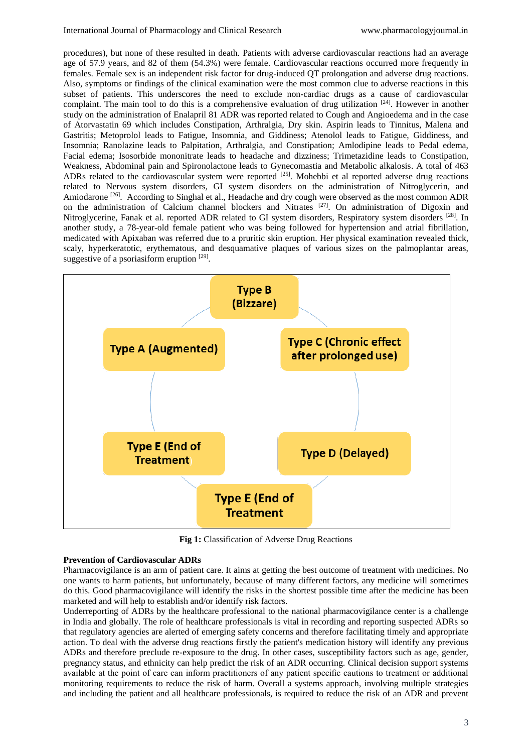procedures), but none of these resulted in death. Patients with adverse cardiovascular reactions had an average age of 57.9 years, and 82 of them (54.3%) were female. Cardiovascular reactions occurred more frequently in females. Female sex is an independent risk factor for drug-induced QT prolongation and adverse drug reactions. Also, symptoms or findings of the clinical examination were the most common clue to adverse reactions in this subset of patients. This underscores the need to exclude non-cardiac drugs as a cause of cardiovascular complaint. The main tool to do this is a comprehensive evaluation of drug utilization [24]. However in another study on the administration of Enalapril 81 ADR was reported related to Cough and Angioedema and in the case of Atorvastatin 69 which includes Constipation, Arthralgia, Dry skin. Aspirin leads to Tinnitus, Malena and Gastritis; Metoprolol leads to Fatigue, Insomnia, and Giddiness; Atenolol leads to Fatigue, Giddiness, and Insomnia; Ranolazine leads to Palpitation, Arthralgia, and Constipation; Amlodipine leads to Pedal edema, Facial edema; Isosorbide mononitrate leads to headache and dizziness; Trimetazidine leads to Constipation, Weakness, Abdominal pain and Spironolactone leads to Gynecomastia and Metabolic alkalosis. A total of 463 ADRs related to the cardiovascular system were reported [25]. Mohebbi et al reported adverse drug reactions related to Nervous system disorders, GI system disorders on the administration of Nitroglycerin, and Amiodarone [26]. According to Singhal et al., Headache and dry cough were observed as the most common ADR on the administration of Calcium channel blockers and Nitrates [27]. On administration of Digoxin and Nitroglycerine, Fanak et al. reported ADR related to GI system disorders, Respiratory system disorders [28]. In another study, a 78-year-old female patient who was being followed for hypertension and atrial fibrillation, medicated with Apixaban was referred due to a pruritic skin eruption. Her physical examination revealed thick, scaly, hyperkeratotic, erythematous, and desquamative plaques of various sizes on the palmoplantar areas, suggestive of a psoriasiform eruption [29].

- Type B (Bizzare)
- Type C (Chronic effect after prolonged use)
- Type D (Delayed)
- Type E (End of Treatment
- Type E (End of Treatment)
- Type A (Augmented)

**Fig 1:** Classification of Adverse Drug Reactions

### Prevention of Cardiovascular ADRs

Pharmacovigilance is an arm of patient care. It aims at getting the best outcome of treatment with medicines. No one wants to harm patients, but unfortunately, because of many different factors, any medicine will sometimes do this. Good pharmacovigilance will identify the risks in the shortest possible time after the medicine has been marketed and will help to establish and/or identify risk factors.

Underreporting of ADRs by the healthcare professional to the national pharmacovigilance center is a challenge in India and globally. The role of healthcare professionals is vital in recording and reporting suspected ADRs so that regulatory agencies are alerted of emerging safety concerns and therefore facilitating timely and appropriate action. To deal with the adverse drug reactions firstly the patient's medication history will identify any previous ADRs and therefore preclude re-exposure to the drug. In other cases, susceptibility factors such as age, gender, pregnancy status, and ethnicity can help predict the risk of an ADR occurring. Clinical decision support systems available at the point of care can inform practitioners of any patient specific cautions to treatment or additional monitoring requirements to reduce the risk of harm. Overall a systems approach, involving multiple strategies and including the patient and all healthcare professionals, is required to reduce the risk of an ADR and prevent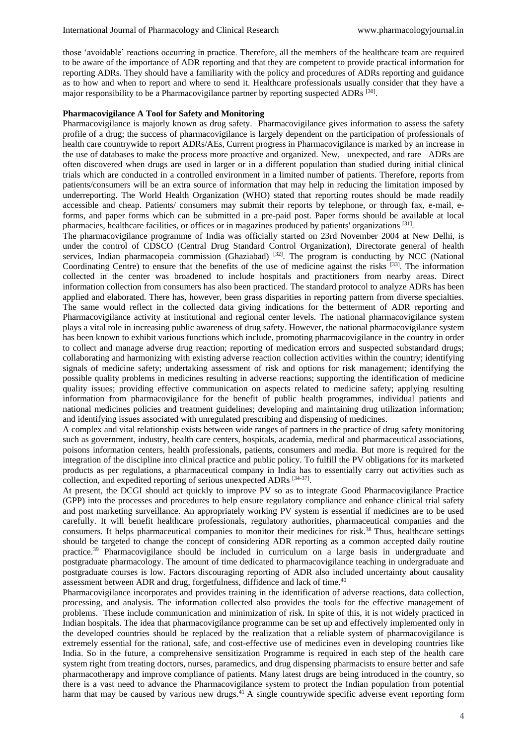those 'avoidable' reactions occurring in practice. Therefore, all the members of the healthcare team are required to be aware of the importance of ADR reporting and that they are competent to provide practical information for reporting ADRs. They should have a familiarity with the policy and procedures of ADRs reporting and guidance as to how and when to report and where to send it. Healthcare professionals usually consider that they have a major responsibility to be a Pharmacovigilance partner by reporting suspected ADRs [30].

**Pharmacovigilance A Tool for Safety and Monitoring**

Pharmacovigilance is majorly known as drug safety. Pharmacovigilance gives information to assess the safety profile of a drug; the success of pharmacovigilance is largely dependent on the participation of professionals of health care countrywide to report ADRs/AEs, Current progress in Pharmacovigilance is marked by an increase in the use of databases to make the process more proactive and organized. New, unexpected, and rare ADRs are often discovered when drugs are used in larger or in a different population than studied during initial clinical trials which are conducted in a controlled environment in a limited number of patients. Therefore, reports from patients/consumers will be an extra source of information that may help in reducing the limitation imposed by underreporting. The World Health Organization (WHO) stated that reporting routes should be made readily accessible and cheap. Patients/ consumers may submit their reports by telephone, or through fax, e-mail, e-forms, and paper forms which can be submitted in a pre-paid post. Paper forms should be available at local pharmacies, healthcare facilities, or offices or in magazines produced by patients' organizations [31].

The pharmacovigilance programme of India was officially started on 23rd November 2004 at New Delhi, is under the control of CDSCO (Central Drug Standard Control Organization), Directorate general of health services, Indian pharmacopeia commission (Ghaziabad) [32]. The program is conducting by NCC (National Coordinating Centre) to ensure that the benefits of the use of medicine against the risks [33]. The information collected in the center was broadened to include hospitals and practitioners from nearby areas. Direct information collection from consumers has also been practiced. The standard protocol to analyze ADRs has been applied and elaborated. There has, however, been grass disparities in reporting pattern from diverse specialties. The same would reflect in the collected data giving indications for the betterment of ADR reporting and Pharmacovigilance activity at institutional and regional center levels. The national pharmacovigilance system plays a vital role in increasing public awareness of drug safety. However, the national pharmacovigilance system has been known to exhibit various functions which include, promoting pharmacovigilance in the country in order to collect and manage adverse drug reaction; reporting of medication errors and suspected substandard drugs; collaborating and harmonizing with existing adverse reaction collection activities within the country; identifying signals of medicine safety; undertaking assessment of risk and options for risk management; identifying the possible quality problems in medicines resulting in adverse reactions; supporting the identification of medicine quality issues; providing effective communication on aspects related to medicine safety; applying resulting information from pharmacovigilance for the benefit of public health programmes, individual patients and national medicines policies and treatment guidelines; developing and maintaining drug utilization information; and identifying issues associated with unregulated prescribing and dispensing of medicines.

A complex and vital relationship exists between wide ranges of partners in the practice of drug safety monitoring such as government, industry, health care centers, hospitals, academia, medical and pharmaceutical associations, poisons information centers, health professionals, patients, consumers and media. But more is required for the integration of the discipline into clinical practice and public policy. To fulfill the PV obligations for its marketed products as per regulations, a pharmaceutical company in India has to essentially carry out activities such as collection, and expedited reporting of serious unexpected ADRs [34-37].

At present, the DCGI should act quickly to improve PV so as to integrate Good Pharmacovigilance Practice (GPP) into the processes and procedures to help ensure regulatory compliance and enhance clinical trial safety and post marketing surveillance. An appropriately working PV system is essential if medicines are to be used carefully. It will benefit healthcare professionals, regulatory authorities, pharmaceutical companies and the consumers. It helps pharmaceutical companies to monitor their medicines for risk.[38] Thus, healthcare settings should be targeted to change the concept of considering ADR reporting as a common accepted daily routine practice.[39] Pharmacovigilance should be included in curriculum on a large basis in undergraduate and postgraduate pharmacology. The amount of time dedicated to pharmacovigilance teaching in undergraduate and postgraduate courses is low. Factors discouraging reporting of ADR also included uncertainty about causality assessment between ADR and drug, forgetfulness, diffidence and lack of time.[40]

Pharmacovigilance incorporates and provides training in the identification of adverse reactions, data collection, processing, and analysis. The information collected also provides the tools for the effective management of problems. These include communication and minimization of risk. In spite of this, it is not widely practiced in Indian hospitals. The idea that pharmacovigilance programme can be set up and effectively implemented only in the developed countries should be replaced by the realization that a reliable system of pharmacovigilance is extremely essential for the rational, safe, and cost-effective use of medicines even in developing countries like India. So in the future, a comprehensive sensitization Programme is required in each step of the health care system right from treating doctors, nurses, paramedics, and drug dispensing pharmacists to ensure better and safe pharmacotherapy and improve compliance of patients. Many latest drugs are being introduced in the country, so there is a vast need to advance the Pharmacovigilance system to protect the Indian population from potential harm that may be caused by various new drugs.[41] A single countrywide specific adverse event reporting form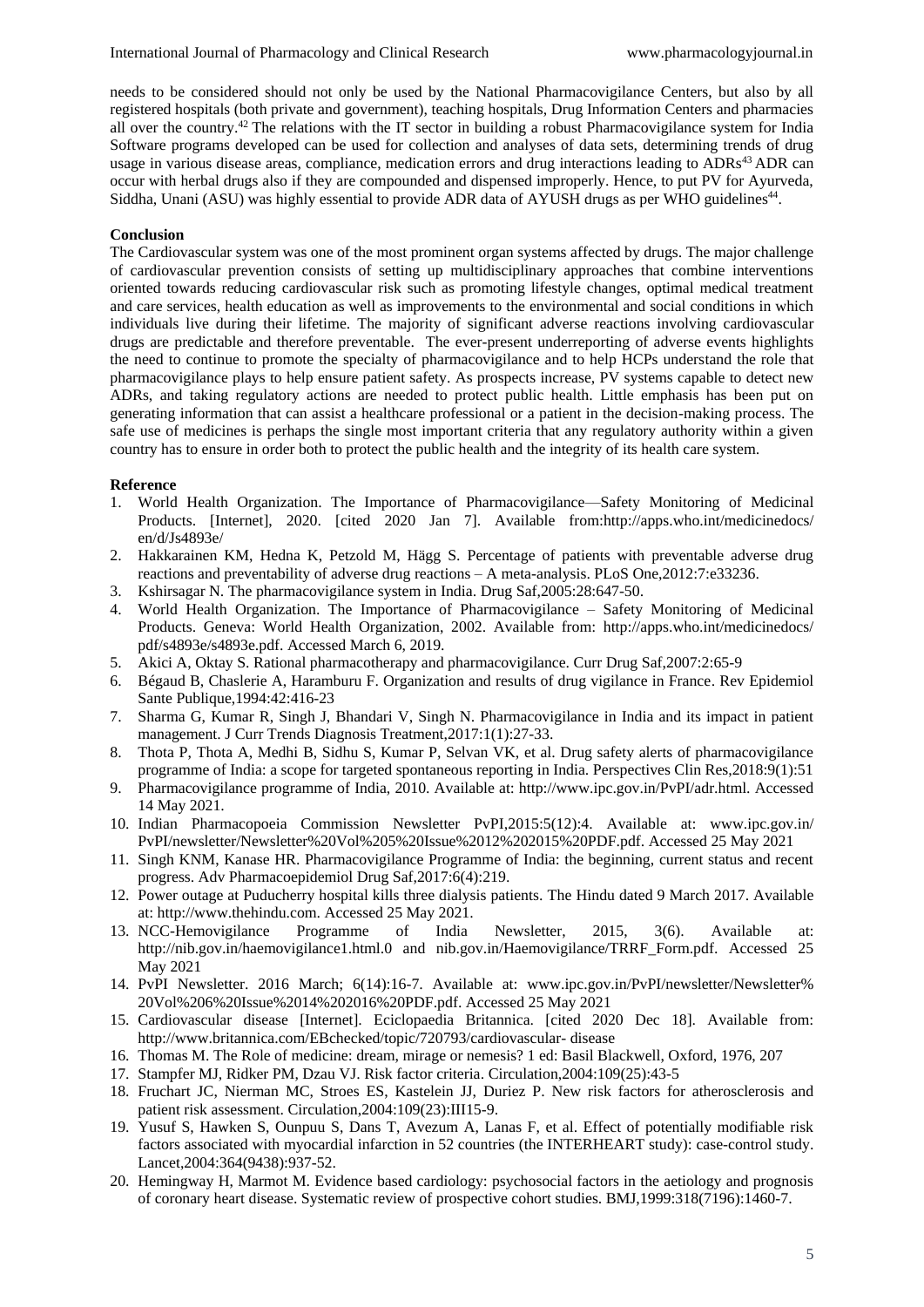needs to be considered should not only be used by the National Pharmacovigilance Centers, but also by all registered hospitals (both private and government), teaching hospitals, Drug Information Centers and pharmacies all over the country.[42] The relations with the IT sector in building a robust Pharmacovigilance system for India Software programs developed can be used for collection and analyses of data sets, determining trends of drug usage in various disease areas, compliance, medication errors and drug interactions leading to ADRs[43] ADR can occur with herbal drugs also if they are compounded and dispensed improperly. Hence, to put PV for Ayurveda, Siddha, Unani (ASU) was highly essential to provide ADR data of AYUSH drugs as per WHO guidelines[44].

## Conclusion

The Cardiovascular system was one of the most prominent organ systems affected by drugs. The major challenge of cardiovascular prevention consists of setting up multidisciplinary approaches that combine interventions oriented towards reducing cardiovascular risk such as promoting lifestyle changes, optimal medical treatment and care services, health education as well as improvements to the environmental and social conditions in which individuals live during their lifetime. The majority of significant adverse reactions involving cardiovascular drugs are predictable and therefore preventable. The ever-present underreporting of adverse events highlights the need to continue to promote the specialty of pharmacovigilance and to help HCPs understand the role that pharmacovigilance plays to help ensure patient safety. As prospects increase, PV systems capable to detect new ADRs, and taking regulatory actions are needed to protect public health. Little emphasis has been put on generating information that can assist a healthcare professional or a patient in the decision-making process. The safe use of medicines is perhaps the single most important criteria that any regulatory authority within a given country has to ensure in order both to protect the public health and the integrity of its health care system.

## Reference

1. World Health Organization. The Importance of Pharmacovigilance—Safety Monitoring of Medicinal Products. [Internet], 2020. [cited 2020 Jan 7]. Available from:http://apps.who.int/medicinedocs/en/d/Js4893e/
2. Hakkarainen KM, Hedna K, Petzold M, Hägg S. Percentage of patients with preventable adverse drug reactions and preventability of adverse drug reactions – A meta-analysis. PLoS One,2012:7:e33236.
3. Kshirsagar N. The pharmacovigilance system in India. Drug Saf,2005:28:647-50.
4. World Health Organization. The Importance of Pharmacovigilance – Safety Monitoring of Medicinal Products. Geneva: World Health Organization, 2002. Available from: http://apps.who.int/medicinedocs/pdf/s4893e/s4893e.pdf. Accessed March 6, 2019.
5. Akici A, Oktay S. Rational pharmacotherapy and pharmacovigilance. Curr Drug Saf,2007:2:65-9
6. Bégaud B, Chaslerie A, Haramburu F. Organization and results of drug vigilance in France. Rev Epidemiol Sante Publique,1994:42:416-23
7. Sharma G, Kumar R, Singh J, Bhandari V, Singh N. Pharmacovigilance in India and its impact in patient management. J Curr Trends Diagnosis Treatment,2017:1(1):27-33.
8. Thota P, Thota A, Medhi B, Sidhu S, Kumar P, Selvan VK, et al. Drug safety alerts of pharmacovigilance programme of India: a scope for targeted spontaneous reporting in India. Perspectives Clin Res,2018:9(1):51
9. Pharmacovigilance programme of India, 2010. Available at: http://www.ipc.gov.in/PvPI/adr.html. Accessed 14 May 2021.
10. Indian Pharmacopoeia Commission Newsletter PvPI,2015:5(12):4. Available at: www.ipc.gov.in/PvPI/newsletter/Newsletter%20Vol%205%20Issue%2012%202015%20PDF.pdf. Accessed 25 May 2021
11. Singh KNM, Kanase HR. Pharmacovigilance Programme of India: the beginning, current status and recent progress. Adv Pharmacoepidemiol Drug Saf,2017:6(4):219.
12. Power outage at Puducherry hospital kills three dialysis patients. The Hindu dated 9 March 2017. Available at: http://www.thehindu.com. Accessed 25 May 2021.
13. NCC-Hemovigilance Programme of India Newsletter, 2015, 3(6). Available at: http://nib.gov.in/haemovigilance1.html.0 and nib.gov.in/Haemovigilance/TRRF_Form.pdf. Accessed 25 May 2021
14. PvPI Newsletter. 2016 March; 6(14):16-7. Available at: www.ipc.gov.in/PvPI/newsletter/Newsletter%20Vol%206%20Issue%2014%202016%20PDF.pdf. Accessed 25 May 2021
15. Cardiovascular disease [Internet]. Eciclopaedia Britannica. [cited 2020 Dec 18]. Available from: http://www.britannica.com/EBchecked/topic/720793/cardiovascular- disease
16. Thomas M. The Role of medicine: dream, mirage or nemesis? 1 ed: Basil Blackwell, Oxford, 1976, 207
17. Stampfer MJ, Ridker PM, Dzau VJ. Risk factor criteria. Circulation,2004:109(25):43-5
18. Fruchart JC, Nierman MC, Stroes ES, Kastelein JJ, Duriez P. New risk factors for atherosclerosis and patient risk assessment. Circulation,2004:109(23):III15-9.
19. Yusuf S, Hawken S, Ounpuu S, Dans T, Avezum A, Lanas F, et al. Effect of potentially modifiable risk factors associated with myocardial infarction in 52 countries (the INTERHEART study): case-control study. Lancet,2004:364(9438):937-52.
20. Hemingway H, Marmot M. Evidence based cardiology: psychosocial factors in the aetiology and prognosis of coronary heart disease. Systematic review of prospective cohort studies. BMJ,1999:318(7196):1460-7.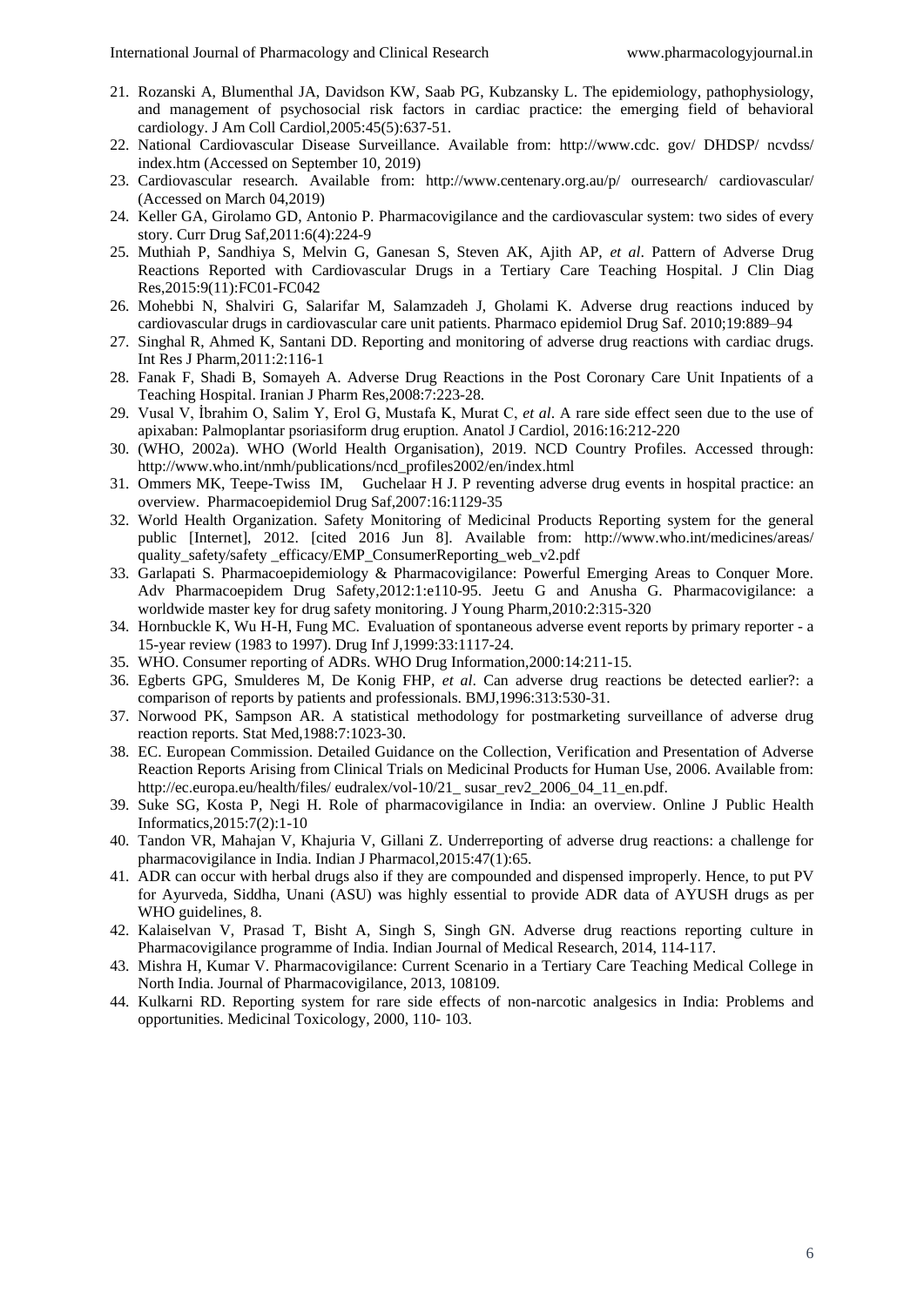21. Rozanski A, Blumenthal JA, Davidson KW, Saab PG, Kubzansky L. The epidemiology, pathophysiology, and management of psychosocial risk factors in cardiac practice: the emerging field of behavioral cardiology. J Am Coll Cardiol,2005:45(5):637-51.
22. National Cardiovascular Disease Surveillance. Available from: http://www.cdc. gov/ DHDSP/ ncvdss/ index.htm (Accessed on September 10, 2019)
23. Cardiovascular research. Available from: http://www.centenary.org.au/p/ ourresearch/ cardiovascular/ (Accessed on March 04,2019)
24. Keller GA, Girolamo GD, Antonio P. Pharmacovigilance and the cardiovascular system: two sides of every story. Curr Drug Saf,2011:6(4):224-9
25. Muthiah P, Sandhiya S, Melvin G, Ganesan S, Steven AK, Ajith AP, *et al*. Pattern of Adverse Drug Reactions Reported with Cardiovascular Drugs in a Tertiary Care Teaching Hospital. J Clin Diag Res,2015:9(11):FC01-FC042
26. Mohebbi N, Shalviri G, Salarifar M, Salamzadeh J, Gholami K. Adverse drug reactions induced by cardiovascular drugs in cardiovascular care unit patients. Pharmaco epidemiol Drug Saf. 2010;19:889–94
27. Singhal R, Ahmed K, Santani DD. Reporting and monitoring of adverse drug reactions with cardiac drugs. Int Res J Pharm,2011:2:116-1
28. Fanak F, Shadi B, Somayeh A. Adverse Drug Reactions in the Post Coronary Care Unit Inpatients of a Teaching Hospital. Iranian J Pharm Res,2008:7:223-28.
29. Vusal V, İbrahim O, Salim Y, Erol G, Mustafa K, Murat C, *et al*. A rare side effect seen due to the use of apixaban: Palmoplantar psoriasiform drug eruption. Anatol J Cardiol, 2016:16:212-220
30. (WHO, 2002a). WHO (World Health Organisation), 2019. NCD Country Profiles. Accessed through: http://www.who.int/nmh/publications/ncd_profiles2002/en/index.html
31. Ommers MK, Teepe-Twiss IM, Guchelaar H J. P reventing adverse drug events in hospital practice: an overview. Pharmacoepidemiol Drug Saf,2007:16:1129-35
32. World Health Organization. Safety Monitoring of Medicinal Products Reporting system for the general public [Internet], 2012. [cited 2016 Jun 8]. Available from: http://www.who.int/medicines/areas/ quality_safety/safety _efficacy/EMP_ConsumerReporting_web_v2.pdf
33. Garlapati S. Pharmacoepidemiology & Pharmacovigilance: Powerful Emerging Areas to Conquer More. Adv Pharmacoepidem Drug Safety,2012:1:e110-95. Jeetu G and Anusha G. Pharmacovigilance: a worldwide master key for drug safety monitoring. J Young Pharm,2010:2:315-320
34. Hornbuckle K, Wu H-H, Fung MC. Evaluation of spontaneous adverse event reports by primary reporter - a 15-year review (1983 to 1997). Drug Inf J,1999:33:1117-24.
35. WHO. Consumer reporting of ADRs. WHO Drug Information,2000:14:211-15.
36. Egberts GPG, Smulderes M, De Konig FHP, *et al*. Can adverse drug reactions be detected earlier?: a comparison of reports by patients and professionals. BMJ,1996:313:530-31.
37. Norwood PK, Sampson AR. A statistical methodology for postmarketing surveillance of adverse drug reaction reports. Stat Med,1988:7:1023-30.
38. EC. European Commission. Detailed Guidance on the Collection, Verification and Presentation of Adverse Reaction Reports Arising from Clinical Trials on Medicinal Products for Human Use, 2006. Available from: http://ec.europa.eu/health/files/ eudralex/vol-10/21_ susar_rev2_2006_04_11_en.pdf.
39. Suke SG, Kosta P, Negi H. Role of pharmacovigilance in India: an overview. Online J Public Health Informatics,2015:7(2):1-10
40. Tandon VR, Mahajan V, Khajuria V, Gillani Z. Underreporting of adverse drug reactions: a challenge for pharmacovigilance in India. Indian J Pharmacol,2015:47(1):65.
41. ADR can occur with herbal drugs also if they are compounded and dispensed improperly. Hence, to put PV for Ayurveda, Siddha, Unani (ASU) was highly essential to provide ADR data of AYUSH drugs as per WHO guidelines, 8.
42. Kalaiselvan V, Prasad T, Bisht A, Singh S, Singh GN. Adverse drug reactions reporting culture in Pharmacovigilance programme of India. Indian Journal of Medical Research, 2014, 114-117.
43. Mishra H, Kumar V. Pharmacovigilance: Current Scenario in a Tertiary Care Teaching Medical College in North India. Journal of Pharmacovigilance, 2013, 108109.
44. Kulkarni RD. Reporting system for rare side effects of non-narcotic analgesics in India: Problems and opportunities. Medicinal Toxicology, 2000, 110- 103.